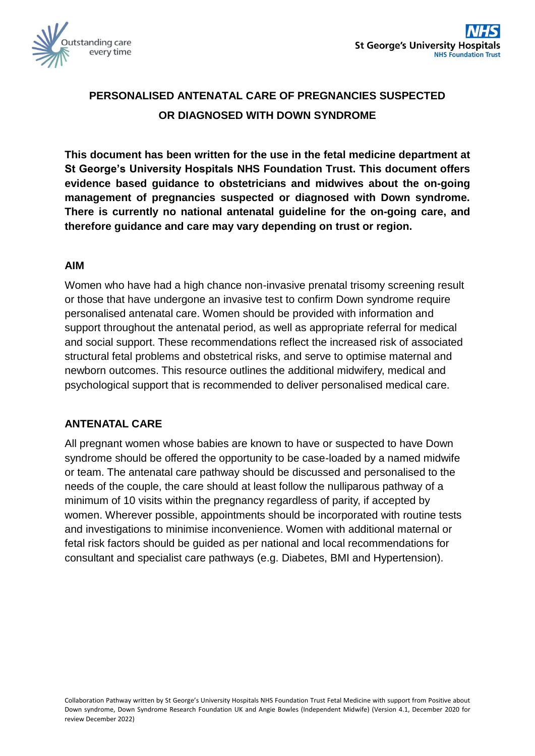# PERSONALISED ANTENATAL CARE OF PREGNANCIES SUSPECTED OR DIAGNOSED WITH DOWN SYNDROME

**This document has been written for the use in the fetal medicine department at St George's University Hospitals NHS Foundation Trust. This document offers evidence based guidance to obstetricians and midwives about the on-going management of pregnancies suspected or diagnosed with Down syndrome. There is currently no national antenatal guideline for the on-going care, and therefore guidance and care may vary depending on trust or region.**

## AIM

Women who have had a high chance non-invasive prenatal trisomy screening result or those that have undergone an invasive test to confirm Down syndrome require personalised antenatal care. Women should be provided with information and support throughout the antenatal period, as well as appropriate referral for medical and social support. These recommendations reflect the increased risk of associated structural fetal problems and obstetrical risks, and serve to optimise maternal and newborn outcomes. This resource outlines the additional midwifery, medical and psychological support that is recommended to deliver personalised medical care.

## ANTENATAL CARE

All pregnant women whose babies are known to have or suspected to have Down syndrome should be offered the opportunity to be case-loaded by a named midwife or team. The antenatal care pathway should be discussed and personalised to the needs of the couple, the care should at least follow the nulliparous pathway of a minimum of 10 visits within the pregnancy regardless of parity, if accepted by women. Wherever possible, appointments should be incorporated with routine tests and investigations to minimise inconvenience. Women with additional maternal or fetal risk factors should be guided as per national and local recommendations for consultant and specialist care pathways (e.g. Diabetes, BMI and Hypertension).

Collaboration Pathway written by St George's University Hospitals NHS Foundation Trust Fetal Medicine with support from Positive about Down syndrome, Down Syndrome Research Foundation UK and Angie Bowles (Independent Midwife) (Version 4.1, December 2020 for review December 2022)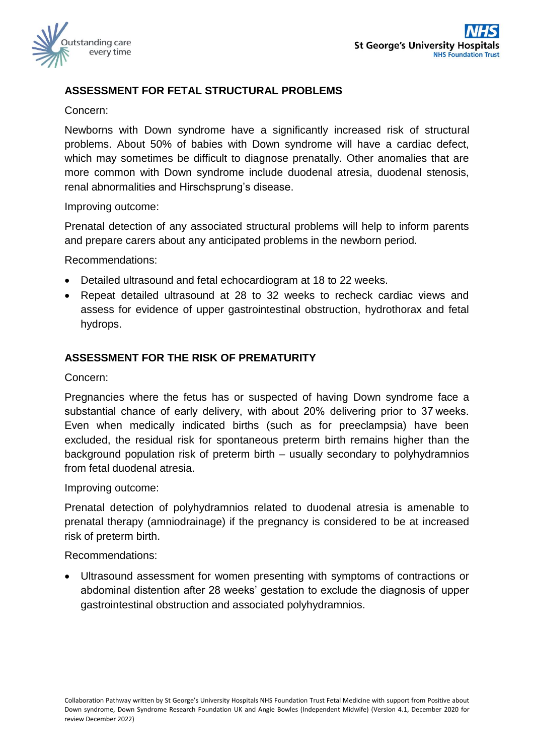## ASSESSMENT FOR FETAL STRUCTURAL PROBLEMS

Concern:

Newborns with Down syndrome have a significantly increased risk of structural problems. About 50% of babies with Down syndrome will have a cardiac defect, which may sometimes be difficult to diagnose prenatally. Other anomalies that are more common with Down syndrome include duodenal atresia, duodenal stenosis, renal abnormalities and Hirschsprung's disease.

Improving outcome:

Prenatal detection of any associated structural problems will help to inform parents and prepare carers about any anticipated problems in the newborn period.

Recommendations:

- Detailed ultrasound and fetal echocardiogram at 18 to 22 weeks.
- Repeat detailed ultrasound at 28 to 32 weeks to recheck cardiac views and assess for evidence of upper gastrointestinal obstruction, hydrothorax and fetal hydrops.

## ASSESSMENT FOR THE RISK OF PREMATURITY

Concern:

Pregnancies where the fetus has or suspected of having Down syndrome face a substantial chance of early delivery, with about 20% delivering prior to 37 weeks. Even when medically indicated births (such as for preeclampsia) have been excluded, the residual risk for spontaneous preterm birth remains higher than the background population risk of preterm birth – usually secondary to polyhydramnios from fetal duodenal atresia.

Improving outcome:

Prenatal detection of polyhydramnios related to duodenal atresia is amenable to prenatal therapy (amniodrainage) if the pregnancy is considered to be at increased risk of preterm birth.

Recommendations:

- Ultrasound assessment for women presenting with symptoms of contractions or abdominal distention after 28 weeks' gestation to exclude the diagnosis of upper gastrointestinal obstruction and associated polyhydramnios.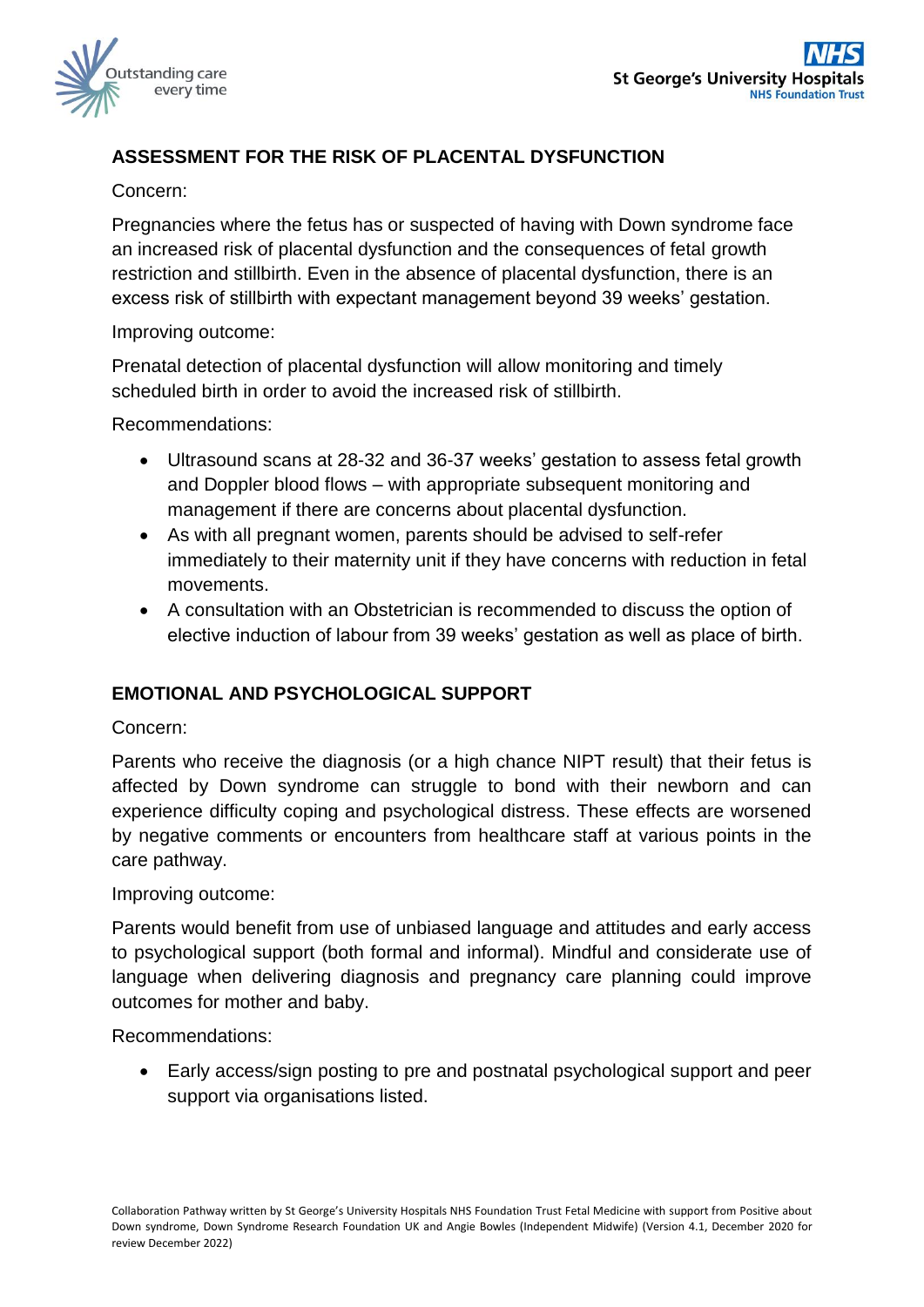## ASSESSMENT FOR THE RISK OF PLACENTAL DYSFUNCTION

Concern:

Pregnancies where the fetus has or suspected of having with Down syndrome face an increased risk of placental dysfunction and the consequences of fetal growth restriction and stillbirth. Even in the absence of placental dysfunction, there is an excess risk of stillbirth with expectant management beyond 39 weeks' gestation.

Improving outcome:

Prenatal detection of placental dysfunction will allow monitoring and timely scheduled birth in order to avoid the increased risk of stillbirth.

Recommendations:

- Ultrasound scans at 28-32 and 36-37 weeks' gestation to assess fetal growth and Doppler blood flows – with appropriate subsequent monitoring and management if there are concerns about placental dysfunction.
- As with all pregnant women, parents should be advised to self-refer immediately to their maternity unit if they have concerns with reduction in fetal movements.
- A consultation with an Obstetrician is recommended to discuss the option of elective induction of labour from 39 weeks' gestation as well as place of birth.

## EMOTIONAL AND PSYCHOLOGICAL SUPPORT

Concern:

Parents who receive the diagnosis (or a high chance NIPT result) that their fetus is affected by Down syndrome can struggle to bond with their newborn and can experience difficulty coping and psychological distress. These effects are worsened by negative comments or encounters from healthcare staff at various points in the care pathway.

Improving outcome:

Parents would benefit from use of unbiased language and attitudes and early access to psychological support (both formal and informal). Mindful and considerate use of language when delivering diagnosis and pregnancy care planning could improve outcomes for mother and baby.

Recommendations:

- Early access/sign posting to pre and postnatal psychological support and peer support via organisations listed.

Collaboration Pathway written by St George's University Hospitals NHS Foundation Trust Fetal Medicine with support from Positive about Down syndrome, Down Syndrome Research Foundation UK and Angie Bowles (Independent Midwife) (Version 4.1, December 2020 for review December 2022)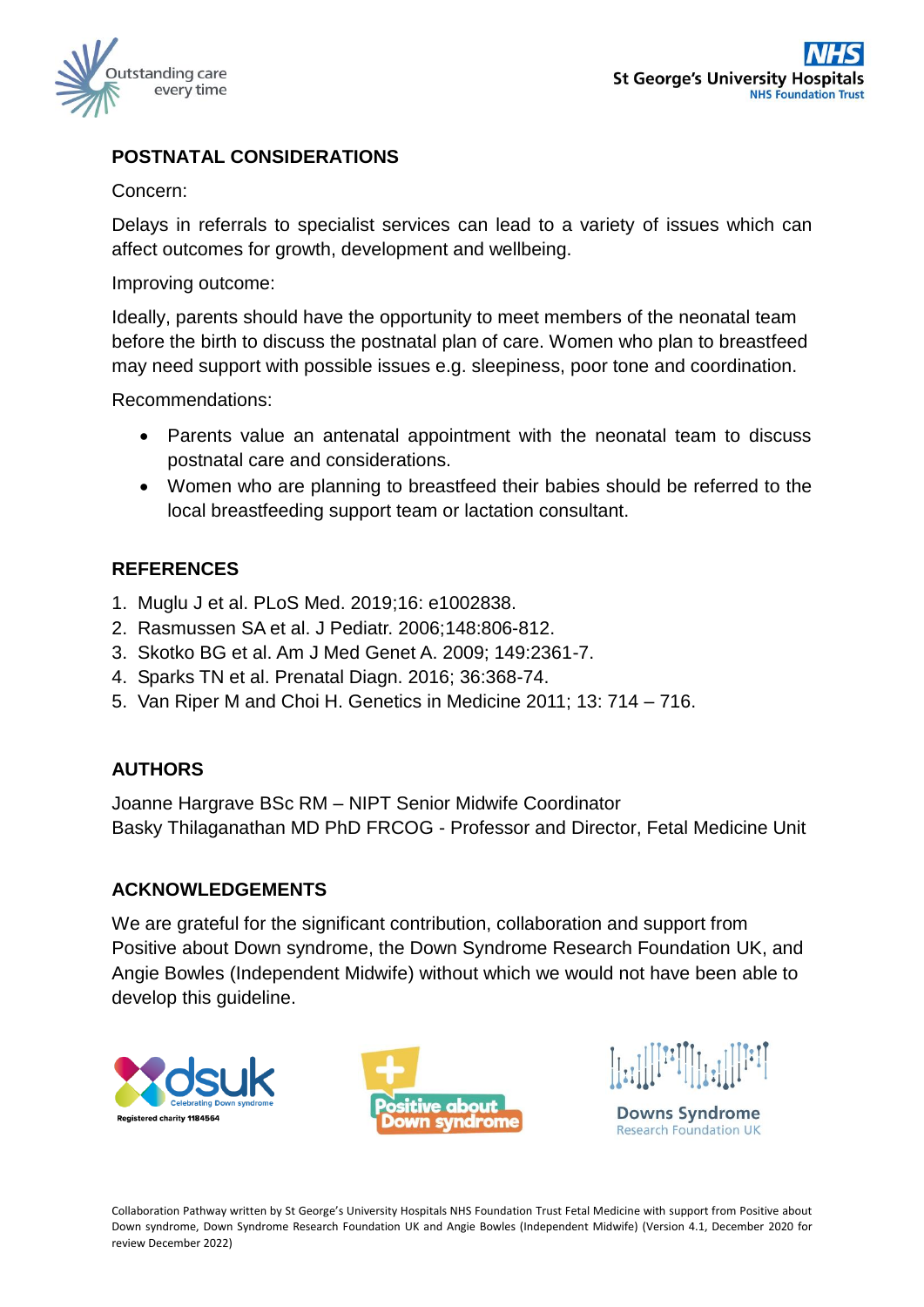## POSTNATAL CONSIDERATIONS

Concern:

Delays in referrals to specialist services can lead to a variety of issues which can affect outcomes for growth, development and wellbeing.

Improving outcome:

Ideally, parents should have the opportunity to meet members of the neonatal team before the birth to discuss the postnatal plan of care. Women who plan to breastfeed may need support with possible issues e.g. sleepiness, poor tone and coordination.

Recommendations:

- Parents value an antenatal appointment with the neonatal team to discuss postnatal care and considerations.
- Women who are planning to breastfeed their babies should be referred to the local breastfeeding support team or lactation consultant.

## REFERENCES

1. Muglu J et al. PLoS Med. 2019;16: e1002838.
2. Rasmussen SA et al. J Pediatr. 2006;148:806-812.
3. Skotko BG et al. Am J Med Genet A. 2009; 149:2361-7.
4. Sparks TN et al. Prenatal Diagn. 2016; 36:368-74.
5. Van Riper M and Choi H. Genetics in Medicine 2011; 13: 714 – 716.

## AUTHORS

Joanne Hargrave BSc RM – NIPT Senior Midwife Coordinator
Basky Thilaganathan MD PhD FRCOG - Professor and Director, Fetal Medicine Unit

## ACKNOWLEDGEMENTS

We are grateful for the significant contribution, collaboration and support from Positive about Down syndrome, the Down Syndrome Research Foundation UK, and Angie Bowles (Independent Midwife) without which we would not have been able to develop this guideline.

dsuk Celebrating Down syndrome
Registered charity 1184564

Positive about Down syndrome

Downs Syndrome Research Foundation UK

Collaboration Pathway written by St George's University Hospitals NHS Foundation Trust Fetal Medicine with support from Positive about Down syndrome, Down Syndrome Research Foundation UK and Angie Bowles (Independent Midwife) (Version 4.1, December 2020 for review December 2022)